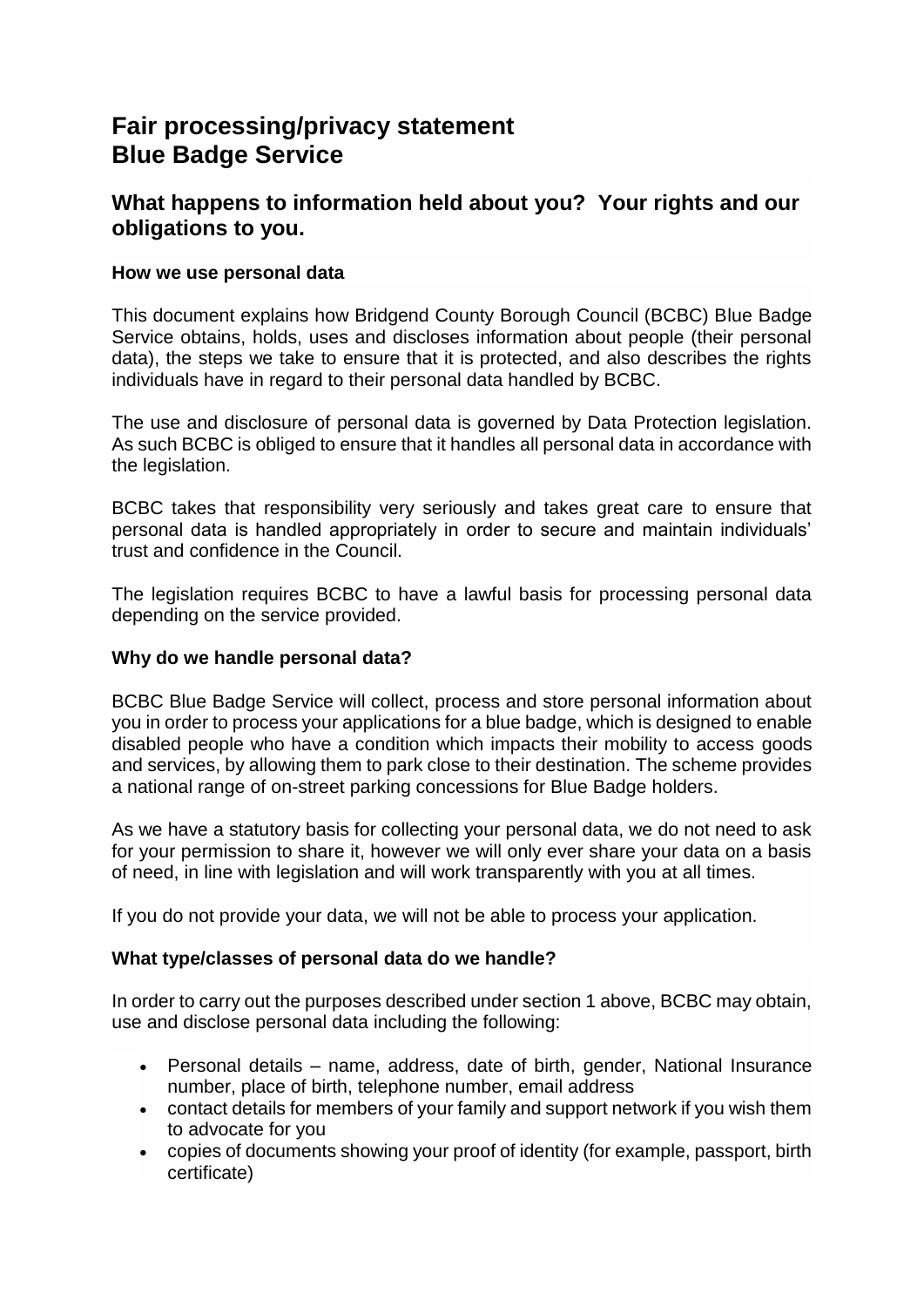# Fair processing/privacy statement
# Blue Badge Service

## What happens to information held about you? Your rights and our obligations to you.

**How we use personal data**

This document explains how Bridgend County Borough Council (BCBC) Blue Badge Service obtains, holds, uses and discloses information about people (their personal data), the steps we take to ensure that it is protected, and also describes the rights individuals have in regard to their personal data handled by BCBC.

The use and disclosure of personal data is governed by Data Protection legislation. As such BCBC is obliged to ensure that it handles all personal data in accordance with the legislation.

BCBC takes that responsibility very seriously and takes great care to ensure that personal data is handled appropriately in order to secure and maintain individuals' trust and confidence in the Council.

The legislation requires BCBC to have a lawful basis for processing personal data depending on the service provided.

**Why do we handle personal data?**

BCBC Blue Badge Service will collect, process and store personal information about you in order to process your applications for a blue badge, which is designed to enable disabled people who have a condition which impacts their mobility to access goods and services, by allowing them to park close to their destination. The scheme provides a national range of on-street parking concessions for Blue Badge holders.

As we have a statutory basis for collecting your personal data, we do not need to ask for your permission to share it, however we will only ever share your data on a basis of need, in line with legislation and will work transparently with you at all times.

If you do not provide your data, we will not be able to process your application.

**What type/classes of personal data do we handle?**

In order to carry out the purposes described under section 1 above, BCBC may obtain, use and disclose personal data including the following:

- Personal details – name, address, date of birth, gender, National Insurance number, place of birth, telephone number, email address
- contact details for members of your family and support network if you wish them to advocate for you
- copies of documents showing your proof of identity (for example, passport, birth certificate)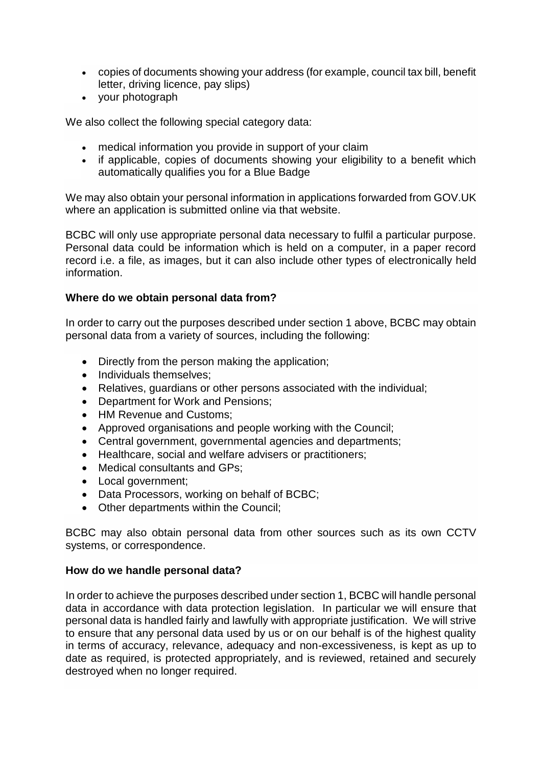- copies of documents showing your address (for example, council tax bill, benefit letter, driving licence, pay slips)
- your photograph

We also collect the following special category data:

- medical information you provide in support of your claim
- if applicable, copies of documents showing your eligibility to a benefit which automatically qualifies you for a Blue Badge

We may also obtain your personal information in applications forwarded from GOV.UK where an application is submitted online via that website.

BCBC will only use appropriate personal data necessary to fulfil a particular purpose. Personal data could be information which is held on a computer, in a paper record record i.e. a file, as images, but it can also include other types of electronically held information.

**Where do we obtain personal data from?**

In order to carry out the purposes described under section 1 above, BCBC may obtain personal data from a variety of sources, including the following:

- Directly from the person making the application;
- Individuals themselves;
- Relatives, guardians or other persons associated with the individual;
- Department for Work and Pensions;
- HM Revenue and Customs;
- Approved organisations and people working with the Council;
- Central government, governmental agencies and departments;
- Healthcare, social and welfare advisers or practitioners;
- Medical consultants and GPs;
- Local government;
- Data Processors, working on behalf of BCBC;
- Other departments within the Council;

BCBC may also obtain personal data from other sources such as its own CCTV systems, or correspondence.

**How do we handle personal data?**

In order to achieve the purposes described under section 1, BCBC will handle personal data in accordance with data protection legislation. In particular we will ensure that personal data is handled fairly and lawfully with appropriate justification. We will strive to ensure that any personal data used by us or on our behalf is of the highest quality in terms of accuracy, relevance, adequacy and non-excessiveness, is kept as up to date as required, is protected appropriately, and is reviewed, retained and securely destroyed when no longer required.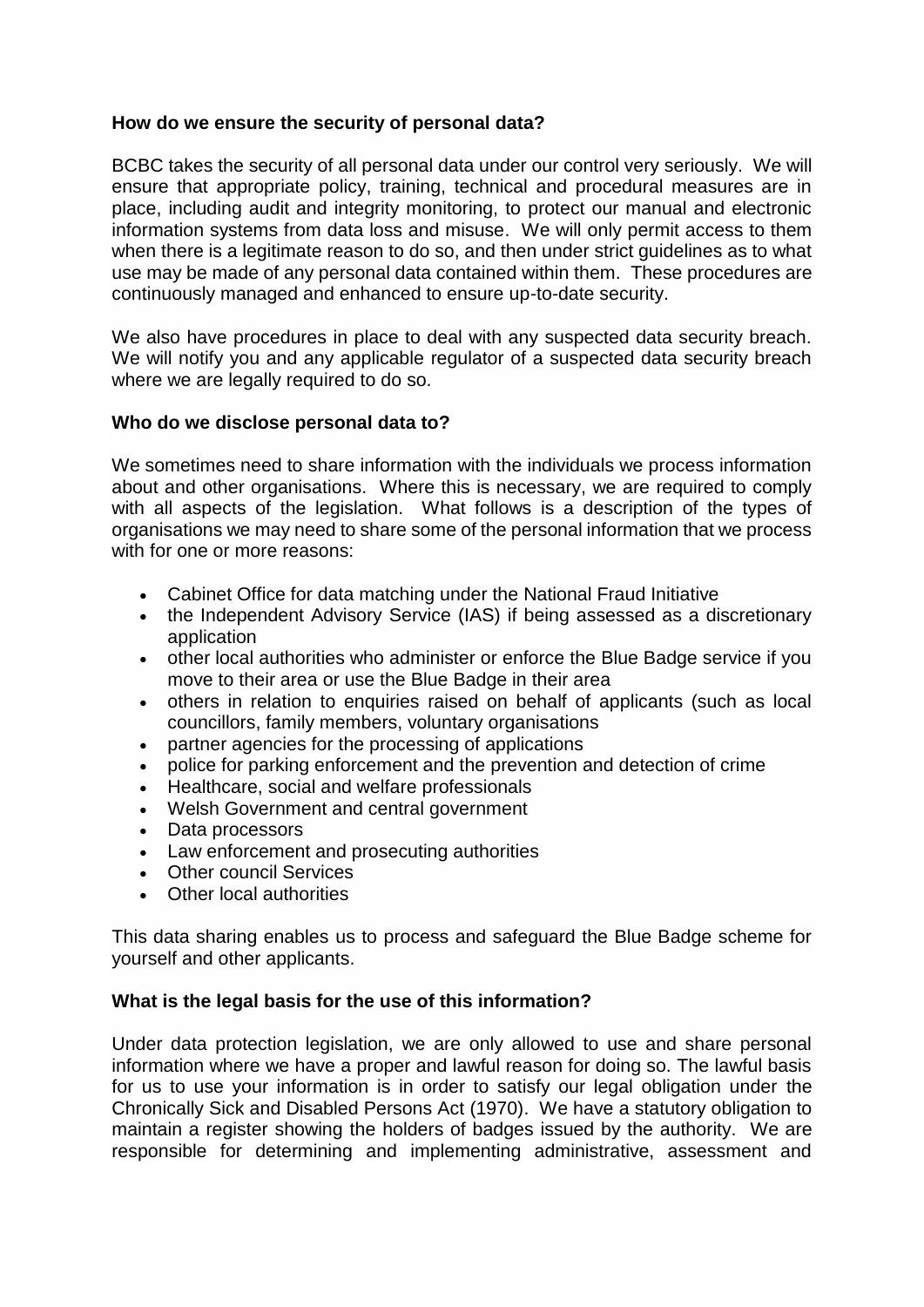**How do we ensure the security of personal data?**

BCBC takes the security of all personal data under our control very seriously. We will ensure that appropriate policy, training, technical and procedural measures are in place, including audit and integrity monitoring, to protect our manual and electronic information systems from data loss and misuse. We will only permit access to them when there is a legitimate reason to do so, and then under strict guidelines as to what use may be made of any personal data contained within them. These procedures are continuously managed and enhanced to ensure up-to-date security.

We also have procedures in place to deal with any suspected data security breach. We will notify you and any applicable regulator of a suspected data security breach where we are legally required to do so.

**Who do we disclose personal data to?**

We sometimes need to share information with the individuals we process information about and other organisations. Where this is necessary, we are required to comply with all aspects of the legislation. What follows is a description of the types of organisations we may need to share some of the personal information that we process with for one or more reasons:

- Cabinet Office for data matching under the National Fraud Initiative
- the Independent Advisory Service (IAS) if being assessed as a discretionary application
- other local authorities who administer or enforce the Blue Badge service if you move to their area or use the Blue Badge in their area
- others in relation to enquiries raised on behalf of applicants (such as local councillors, family members, voluntary organisations
- partner agencies for the processing of applications
- police for parking enforcement and the prevention and detection of crime
- Healthcare, social and welfare professionals
- Welsh Government and central government
- Data processors
- Law enforcement and prosecuting authorities
- Other council Services
- Other local authorities

This data sharing enables us to process and safeguard the Blue Badge scheme for yourself and other applicants.

**What is the legal basis for the use of this information?**

Under data protection legislation, we are only allowed to use and share personal information where we have a proper and lawful reason for doing so. The lawful basis for us to use your information is in order to satisfy our legal obligation under the Chronically Sick and Disabled Persons Act (1970). We have a statutory obligation to maintain a register showing the holders of badges issued by the authority. We are responsible for determining and implementing administrative, assessment and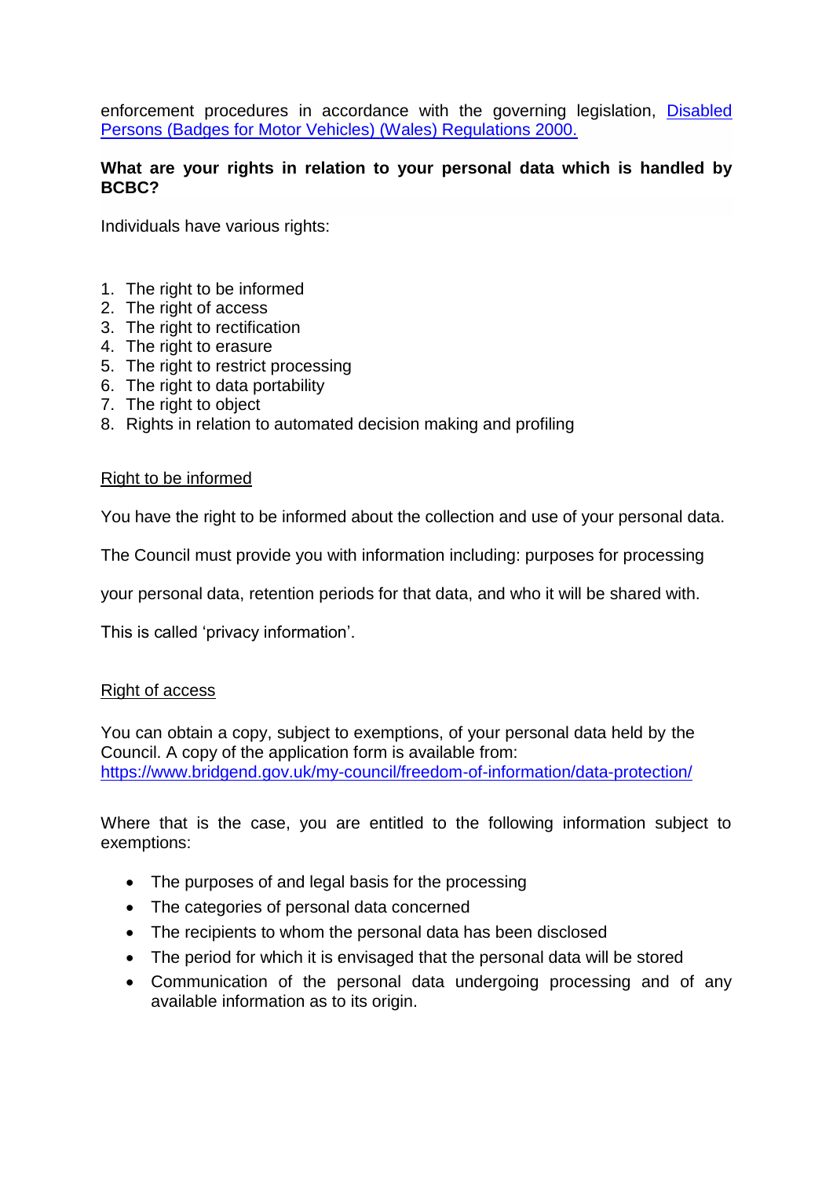enforcement procedures in accordance with the governing legislation, [Disabled Persons (Badges for Motor Vehicles) (Wales) Regulations 2000.]()

**What are your rights in relation to your personal data which is handled by BCBC?**

Individuals have various rights:

1. The right to be informed
2. The right of access
3. The right to rectification
4. The right to erasure
5. The right to restrict processing
6. The right to data portability
7. The right to object
8. Rights in relation to automated decision making and profiling

<u>Right to be informed</u>

You have the right to be informed about the collection and use of your personal data.

The Council must provide you with information including: purposes for processing your personal data, retention periods for that data, and who it will be shared with.

This is called 'privacy information'.

<u>Right of access</u>

You can obtain a copy, subject to exemptions, of your personal data held by the Council. A copy of the application form is available from: https://www.bridgend.gov.uk/my-council/freedom-of-information/data-protection/

Where that is the case, you are entitled to the following information subject to exemptions:

- The purposes of and legal basis for the processing
- The categories of personal data concerned
- The recipients to whom the personal data has been disclosed
- The period for which it is envisaged that the personal data will be stored
- Communication of the personal data undergoing processing and of any available information as to its origin.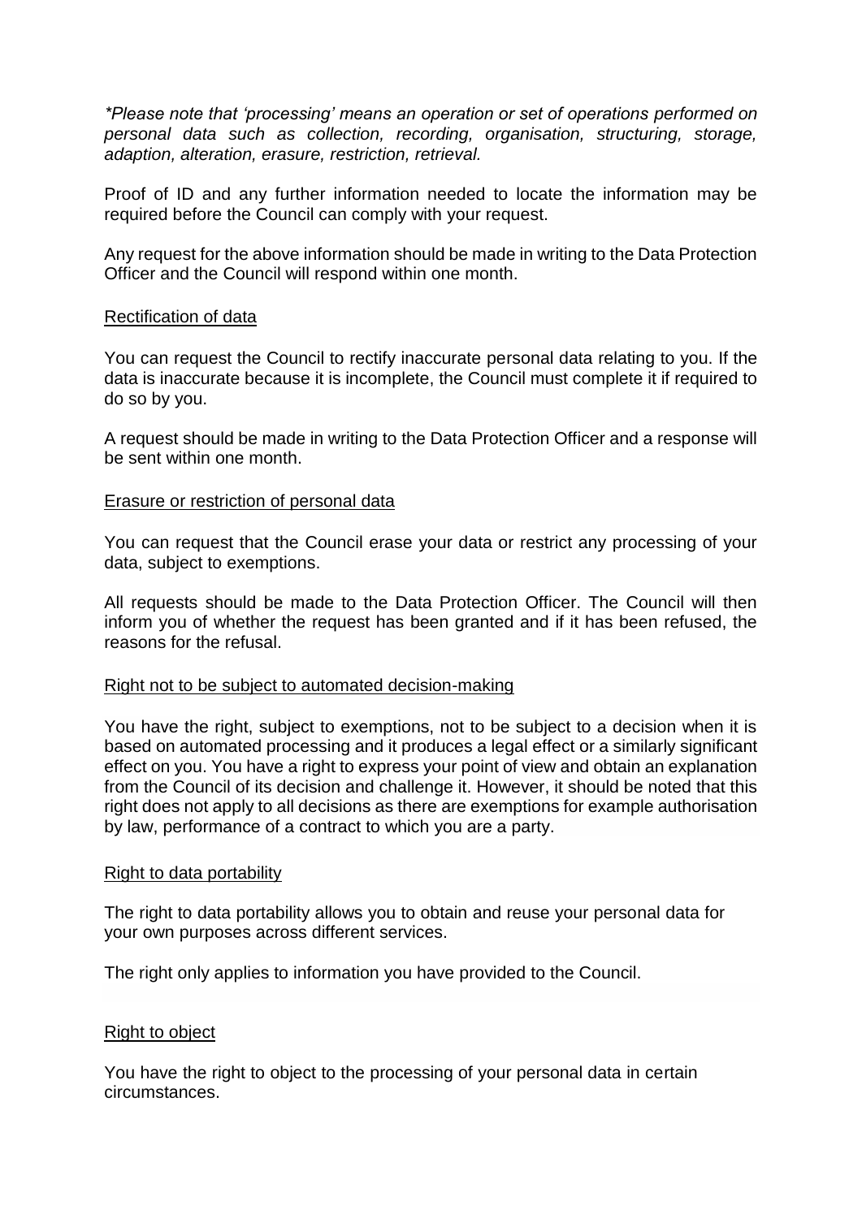*\*Please note that 'processing' means an operation or set of operations performed on personal data such as collection, recording, organisation, structuring, storage, adaption, alteration, erasure, restriction, retrieval.*

Proof of ID and any further information needed to locate the information may be required before the Council can comply with your request.

Any request for the above information should be made in writing to the Data Protection Officer and the Council will respond within one month.

<u>Rectification of data</u>

You can request the Council to rectify inaccurate personal data relating to you. If the data is inaccurate because it is incomplete, the Council must complete it if required to do so by you.

A request should be made in writing to the Data Protection Officer and a response will be sent within one month.

<u>Erasure or restriction of personal data</u>

You can request that the Council erase your data or restrict any processing of your data, subject to exemptions.

All requests should be made to the Data Protection Officer. The Council will then inform you of whether the request has been granted and if it has been refused, the reasons for the refusal.

<u>Right not to be subject to automated decision-making</u>

You have the right, subject to exemptions, not to be subject to a decision when it is based on automated processing and it produces a legal effect or a similarly significant effect on you. You have a right to express your point of view and obtain an explanation from the Council of its decision and challenge it. However, it should be noted that this right does not apply to all decisions as there are exemptions for example authorisation by law, performance of a contract to which you are a party.

<u>Right to data portability</u>

The right to data portability allows you to obtain and reuse your personal data for your own purposes across different services.

The right only applies to information you have provided to the Council.

<u>Right to object</u>

You have the right to object to the processing of your personal data in certain circumstances.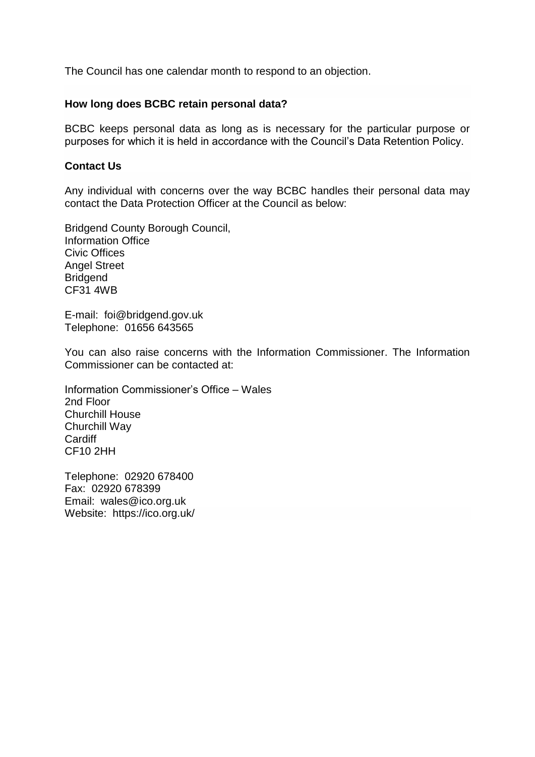The Council has one calendar month to respond to an objection.

**How long does BCBC retain personal data?**

BCBC keeps personal data as long as is necessary for the particular purpose or purposes for which it is held in accordance with the Council's Data Retention Policy.

**Contact Us**

Any individual with concerns over the way BCBC handles their personal data may contact the Data Protection Officer at the Council as below:

Bridgend County Borough Council,
Information Office
Civic Offices
Angel Street
Bridgend
CF31 4WB

E-mail: foi@bridgend.gov.uk
Telephone: 01656 643565

You can also raise concerns with the Information Commissioner. The Information Commissioner can be contacted at:

Information Commissioner's Office – Wales
2nd Floor
Churchill House
Churchill Way
Cardiff
CF10 2HH

Telephone: 02920 678400
Fax: 02920 678399
Email: wales@ico.org.uk
Website: https://ico.org.uk/